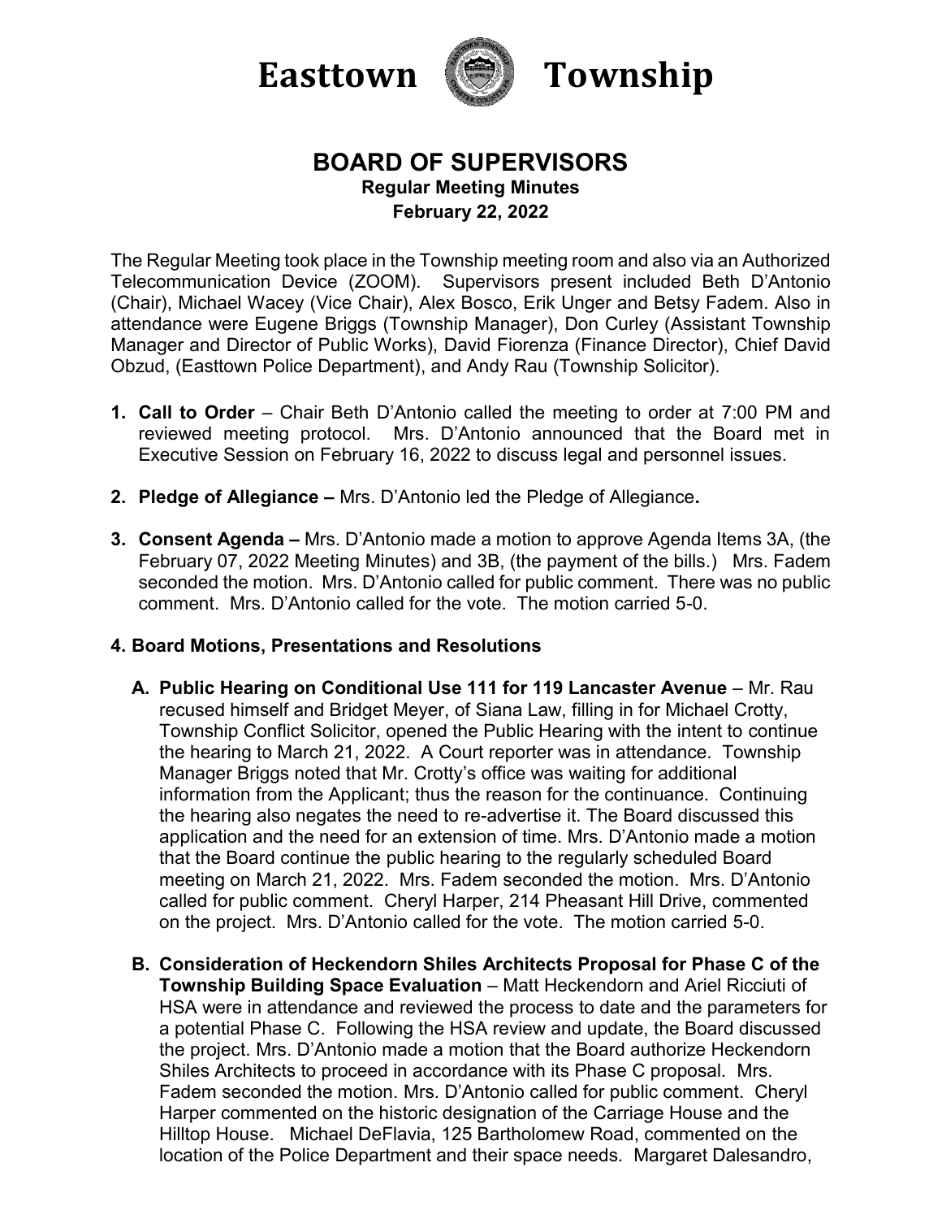# Easttown Township

## BOARD OF SUPERVISORS

**Regular Meeting Minutes**
**February 22, 2022**

The Regular Meeting took place in the Township meeting room and also via an Authorized Telecommunication Device (ZOOM). Supervisors present included Beth D'Antonio (Chair), Michael Wacey (Vice Chair), Alex Bosco, Erik Unger and Betsy Fadem. Also in attendance were Eugene Briggs (Township Manager), Don Curley (Assistant Township Manager and Director of Public Works), David Fiorenza (Finance Director), Chief David Obzud, (Easttown Police Department), and Andy Rau (Township Solicitor).

1. **Call to Order** – Chair Beth D'Antonio called the meeting to order at 7:00 PM and reviewed meeting protocol. Mrs. D'Antonio announced that the Board met in Executive Session on February 16, 2022 to discuss legal and personnel issues.

2. **Pledge of Allegiance –** Mrs. D'Antonio led the Pledge of Allegiance**.**

3. **Consent Agenda –** Mrs. D'Antonio made a motion to approve Agenda Items 3A, (the February 07, 2022 Meeting Minutes) and 3B, (the payment of the bills.) Mrs. Fadem seconded the motion. Mrs. D'Antonio called for public comment. There was no public comment. Mrs. D'Antonio called for the vote. The motion carried 5-0.

**4. Board Motions, Presentations and Resolutions**

**A. Public Hearing on Conditional Use 111 for 119 Lancaster Avenue** – Mr. Rau recused himself and Bridget Meyer, of Siana Law, filling in for Michael Crotty, Township Conflict Solicitor, opened the Public Hearing with the intent to continue the hearing to March 21, 2022. A Court reporter was in attendance. Township Manager Briggs noted that Mr. Crotty's office was waiting for additional information from the Applicant; thus the reason for the continuance. Continuing the hearing also negates the need to re-advertise it. The Board discussed this application and the need for an extension of time. Mrs. D'Antonio made a motion that the Board continue the public hearing to the regularly scheduled Board meeting on March 21, 2022. Mrs. Fadem seconded the motion. Mrs. D'Antonio called for public comment. Cheryl Harper, 214 Pheasant Hill Drive, commented on the project. Mrs. D'Antonio called for the vote. The motion carried 5-0.

**B. Consideration of Heckendorn Shiles Architects Proposal for Phase C of the Township Building Space Evaluation** – Matt Heckendorn and Ariel Ricciuti of HSA were in attendance and reviewed the process to date and the parameters for a potential Phase C. Following the HSA review and update, the Board discussed the project. Mrs. D'Antonio made a motion that the Board authorize Heckendorn Shiles Architects to proceed in accordance with its Phase C proposal. Mrs. Fadem seconded the motion. Mrs. D'Antonio called for public comment. Cheryl Harper commented on the historic designation of the Carriage House and the Hilltop House. Michael DeFlavia, 125 Bartholomew Road, commented on the location of the Police Department and their space needs. Margaret Dalesandro,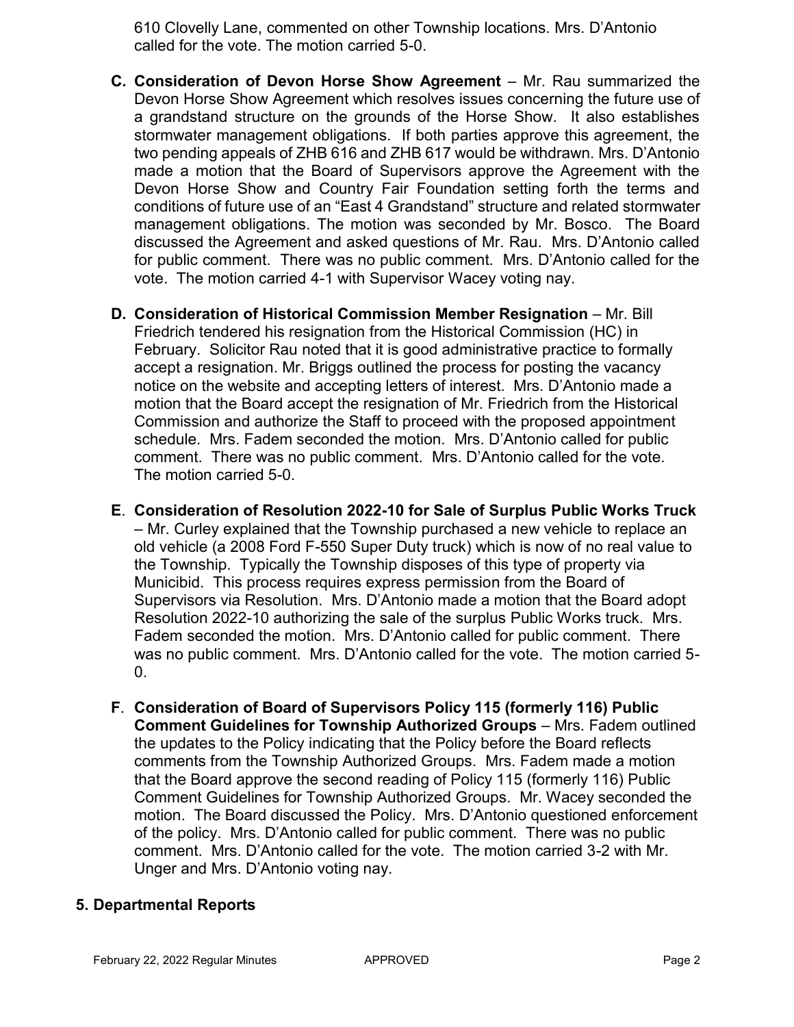610 Clovelly Lane, commented on other Township locations. Mrs. D'Antonio called for the vote. The motion carried 5-0.

**C. Consideration of Devon Horse Show Agreement** – Mr. Rau summarized the Devon Horse Show Agreement which resolves issues concerning the future use of a grandstand structure on the grounds of the Horse Show. It also establishes stormwater management obligations. If both parties approve this agreement, the two pending appeals of ZHB 616 and ZHB 617 would be withdrawn. Mrs. D'Antonio made a motion that the Board of Supervisors approve the Agreement with the Devon Horse Show and Country Fair Foundation setting forth the terms and conditions of future use of an "East 4 Grandstand" structure and related stormwater management obligations. The motion was seconded by Mr. Bosco. The Board discussed the Agreement and asked questions of Mr. Rau. Mrs. D'Antonio called for public comment. There was no public comment. Mrs. D'Antonio called for the vote. The motion carried 4-1 with Supervisor Wacey voting nay.

**D. Consideration of Historical Commission Member Resignation** – Mr. Bill Friedrich tendered his resignation from the Historical Commission (HC) in February. Solicitor Rau noted that it is good administrative practice to formally accept a resignation. Mr. Briggs outlined the process for posting the vacancy notice on the website and accepting letters of interest. Mrs. D'Antonio made a motion that the Board accept the resignation of Mr. Friedrich from the Historical Commission and authorize the Staff to proceed with the proposed appointment schedule. Mrs. Fadem seconded the motion. Mrs. D'Antonio called for public comment. There was no public comment. Mrs. D'Antonio called for the vote. The motion carried 5-0.

**E. Consideration of Resolution 2022-10 for Sale of Surplus Public Works Truck** – Mr. Curley explained that the Township purchased a new vehicle to replace an old vehicle (a 2008 Ford F-550 Super Duty truck) which is now of no real value to the Township. Typically the Township disposes of this type of property via Municibid. This process requires express permission from the Board of Supervisors via Resolution. Mrs. D'Antonio made a motion that the Board adopt Resolution 2022-10 authorizing the sale of the surplus Public Works truck. Mrs. Fadem seconded the motion. Mrs. D'Antonio called for public comment. There was no public comment. Mrs. D'Antonio called for the vote. The motion carried 5-0.

**F. Consideration of Board of Supervisors Policy 115 (formerly 116) Public Comment Guidelines for Township Authorized Groups** – Mrs. Fadem outlined the updates to the Policy indicating that the Policy before the Board reflects comments from the Township Authorized Groups. Mrs. Fadem made a motion that the Board approve the second reading of Policy 115 (formerly 116) Public Comment Guidelines for Township Authorized Groups. Mr. Wacey seconded the motion. The Board discussed the Policy. Mrs. D'Antonio questioned enforcement of the policy. Mrs. D'Antonio called for public comment. There was no public comment. Mrs. D'Antonio called for the vote. The motion carried 3-2 with Mr. Unger and Mrs. D'Antonio voting nay.

## 5. Departmental Reports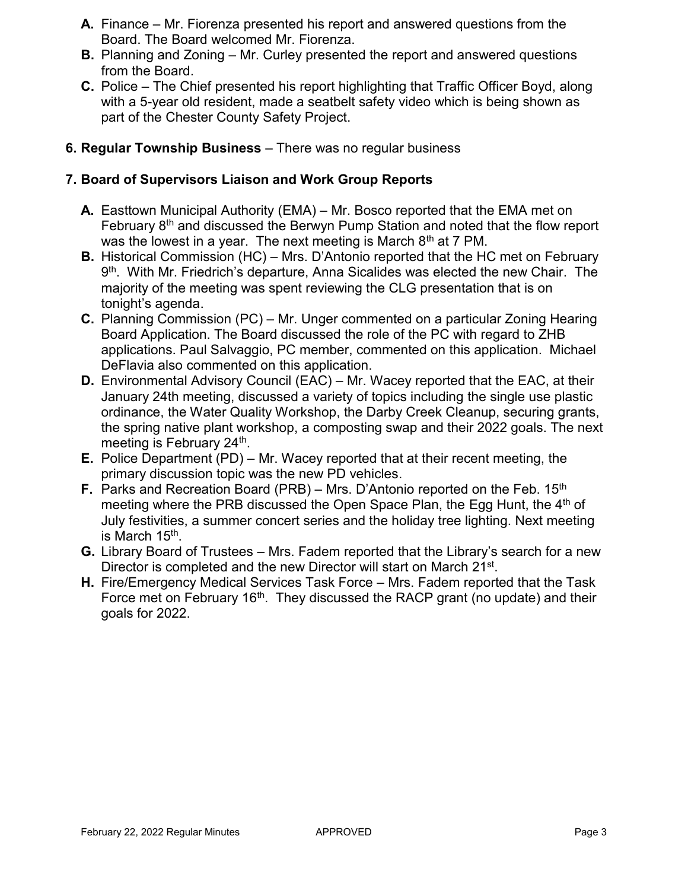**A.** Finance – Mr. Fiorenza presented his report and answered questions from the Board. The Board welcomed Mr. Fiorenza.

**B.** Planning and Zoning – Mr. Curley presented the report and answered questions from the Board.

**C.** Police – The Chief presented his report highlighting that Traffic Officer Boyd, along with a 5-year old resident, made a seatbelt safety video which is being shown as part of the Chester County Safety Project.

**6. Regular Township Business** – There was no regular business

**7. Board of Supervisors Liaison and Work Group Reports**

**A.** Easttown Municipal Authority (EMA) – Mr. Bosco reported that the EMA met on February 8th and discussed the Berwyn Pump Station and noted that the flow report was the lowest in a year. The next meeting is March 8th at 7 PM.

**B.** Historical Commission (HC) – Mrs. D'Antonio reported that the HC met on February 9th. With Mr. Friedrich's departure, Anna Sicalides was elected the new Chair. The majority of the meeting was spent reviewing the CLG presentation that is on tonight's agenda.

**C.** Planning Commission (PC) – Mr. Unger commented on a particular Zoning Hearing Board Application. The Board discussed the role of the PC with regard to ZHB applications. Paul Salvaggio, PC member, commented on this application. Michael DeFlavia also commented on this application.

**D.** Environmental Advisory Council (EAC) – Mr. Wacey reported that the EAC, at their January 24th meeting, discussed a variety of topics including the single use plastic ordinance, the Water Quality Workshop, the Darby Creek Cleanup, securing grants, the spring native plant workshop, a composting swap and their 2022 goals. The next meeting is February 24th.

**E.** Police Department (PD) – Mr. Wacey reported that at their recent meeting, the primary discussion topic was the new PD vehicles.

**F.** Parks and Recreation Board (PRB) – Mrs. D'Antonio reported on the Feb. 15th meeting where the PRB discussed the Open Space Plan, the Egg Hunt, the 4th of July festivities, a summer concert series and the holiday tree lighting. Next meeting is March 15th.

**G.** Library Board of Trustees – Mrs. Fadem reported that the Library's search for a new Director is completed and the new Director will start on March 21st.

**H.** Fire/Emergency Medical Services Task Force – Mrs. Fadem reported that the Task Force met on February 16th. They discussed the RACP grant (no update) and their goals for 2022.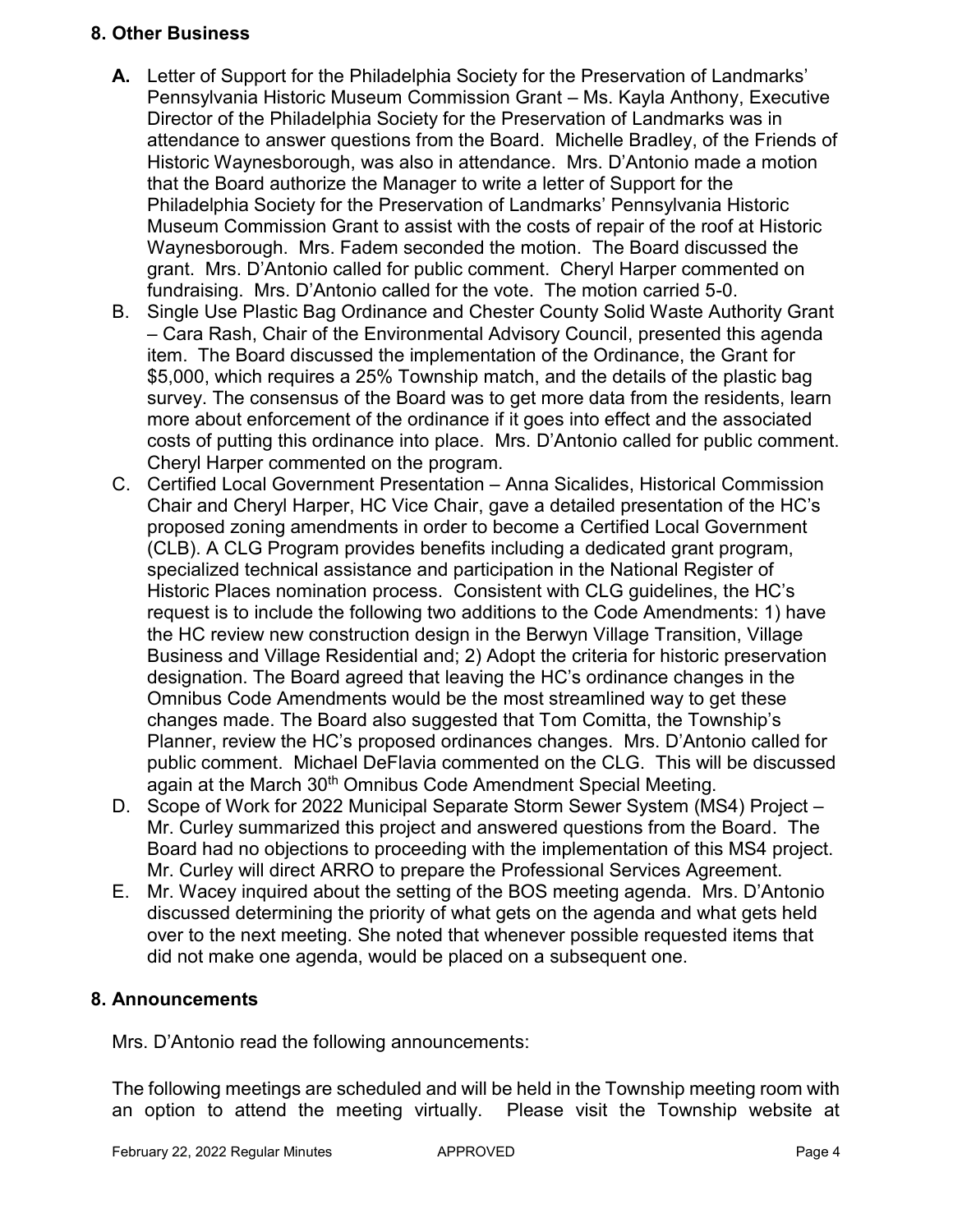## 8. Other Business

**A.** Letter of Support for the Philadelphia Society for the Preservation of Landmarks' Pennsylvania Historic Museum Commission Grant – Ms. Kayla Anthony, Executive Director of the Philadelphia Society for the Preservation of Landmarks was in attendance to answer questions from the Board. Michelle Bradley, of the Friends of Historic Waynesborough, was also in attendance. Mrs. D'Antonio made a motion that the Board authorize the Manager to write a letter of Support for the Philadelphia Society for the Preservation of Landmarks' Pennsylvania Historic Museum Commission Grant to assist with the costs of repair of the roof at Historic Waynesborough. Mrs. Fadem seconded the motion. The Board discussed the grant. Mrs. D'Antonio called for public comment. Cheryl Harper commented on fundraising. Mrs. D'Antonio called for the vote. The motion carried 5-0.

B. Single Use Plastic Bag Ordinance and Chester County Solid Waste Authority Grant – Cara Rash, Chair of the Environmental Advisory Council, presented this agenda item. The Board discussed the implementation of the Ordinance, the Grant for \$5,000, which requires a 25% Township match, and the details of the plastic bag survey. The consensus of the Board was to get more data from the residents, learn more about enforcement of the ordinance if it goes into effect and the associated costs of putting this ordinance into place. Mrs. D'Antonio called for public comment. Cheryl Harper commented on the program.

C. Certified Local Government Presentation – Anna Sicalides, Historical Commission Chair and Cheryl Harper, HC Vice Chair, gave a detailed presentation of the HC's proposed zoning amendments in order to become a Certified Local Government (CLB). A CLG Program provides benefits including a dedicated grant program, specialized technical assistance and participation in the National Register of Historic Places nomination process. Consistent with CLG guidelines, the HC's request is to include the following two additions to the Code Amendments: 1) have the HC review new construction design in the Berwyn Village Transition, Village Business and Village Residential and; 2) Adopt the criteria for historic preservation designation. The Board agreed that leaving the HC's ordinance changes in the Omnibus Code Amendments would be the most streamlined way to get these changes made. The Board also suggested that Tom Comitta, the Township's Planner, review the HC's proposed ordinances changes. Mrs. D'Antonio called for public comment. Michael DeFlavia commented on the CLG. This will be discussed again at the March 30th Omnibus Code Amendment Special Meeting.

D. Scope of Work for 2022 Municipal Separate Storm Sewer System (MS4) Project – Mr. Curley summarized this project and answered questions from the Board. The Board had no objections to proceeding with the implementation of this MS4 project. Mr. Curley will direct ARRO to prepare the Professional Services Agreement.

E. Mr. Wacey inquired about the setting of the BOS meeting agenda. Mrs. D'Antonio discussed determining the priority of what gets on the agenda and what gets held over to the next meeting. She noted that whenever possible requested items that did not make one agenda, would be placed on a subsequent one.

## 8. Announcements

Mrs. D'Antonio read the following announcements:

The following meetings are scheduled and will be held in the Township meeting room with an option to attend the meeting virtually. Please visit the Township website at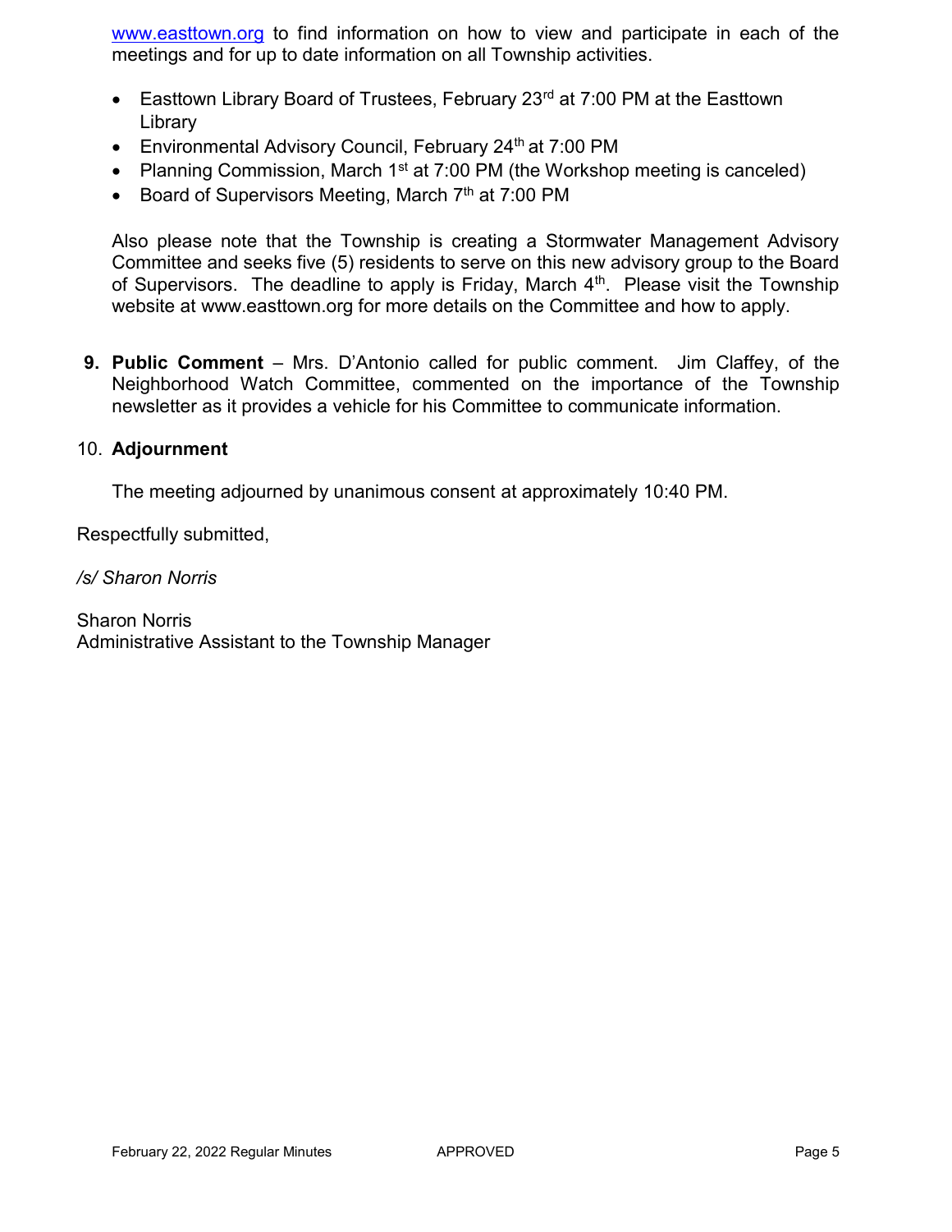www.easttown.org to find information on how to view and participate in each of the meetings and for up to date information on all Township activities.

- Easttown Library Board of Trustees, February 23rd at 7:00 PM at the Easttown Library
- Environmental Advisory Council, February 24th at 7:00 PM
- Planning Commission, March 1st at 7:00 PM (the Workshop meeting is canceled)
- Board of Supervisors Meeting, March 7th at 7:00 PM

Also please note that the Township is creating a Stormwater Management Advisory Committee and seeks five (5) residents to serve on this new advisory group to the Board of Supervisors. The deadline to apply is Friday, March 4th. Please visit the Township website at www.easttown.org for more details on the Committee and how to apply.

9. **Public Comment** – Mrs. D'Antonio called for public comment. Jim Claffey, of the Neighborhood Watch Committee, commented on the importance of the Township newsletter as it provides a vehicle for his Committee to communicate information.

10. **Adjournment**

The meeting adjourned by unanimous consent at approximately 10:40 PM.

Respectfully submitted,

*/s/ Sharon Norris*

Sharon Norris
Administrative Assistant to the Township Manager